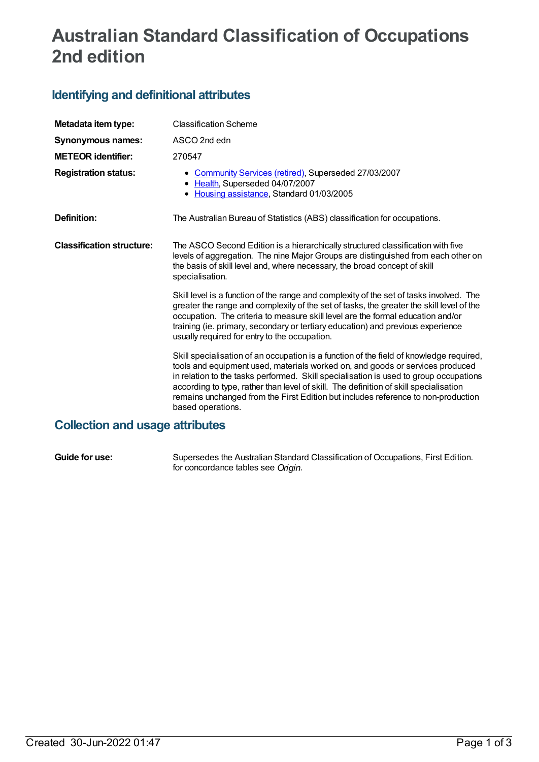# Australian Standard Classification of Occupations 2nd edition

## Identifying and definitional attributes

| | |
|---|---|
| **Metadata item type:** | Classification Scheme |
| **Synonymous names:** | ASCO 2nd edn |
| **METEOR identifier:** | 270547 |
| **Registration status:** | • Community Services (retired), Superseded 27/03/2007<br>• Health, Superseded 04/07/2007<br>• Housing assistance, Standard 01/03/2005 |
| **Definition:** | The Australian Bureau of Statistics (ABS) classification for occupations. |
| **Classification structure:** | The ASCO Second Edition is a hierarchically structured classification with five levels of aggregation. The nine Major Groups are distinguished from each other on the basis of skill level and, where necessary, the broad concept of skill specialisation.<br><br>Skill level is a function of the range and complexity of the set of tasks involved. The greater the range and complexity of the set of tasks, the greater the skill level of the occupation. The criteria to measure skill level are the formal education and/or training (ie. primary, secondary or tertiary education) and previous experience usually required for entry to the occupation.<br><br>Skill specialisation of an occupation is a function of the field of knowledge required, tools and equipment used, materials worked on, and goods or services produced in relation to the tasks performed. Skill specialisation is used to group occupations according to type, rather than level of skill. The definition of skill specialisation remains unchanged from the First Edition but includes reference to non-production based operations. |

## Collection and usage attributes

| | |
|---|---|
| **Guide for use:** | Supersedes the Australian Standard Classification of Occupations, First Edition. for concordance tables see *Origin*. |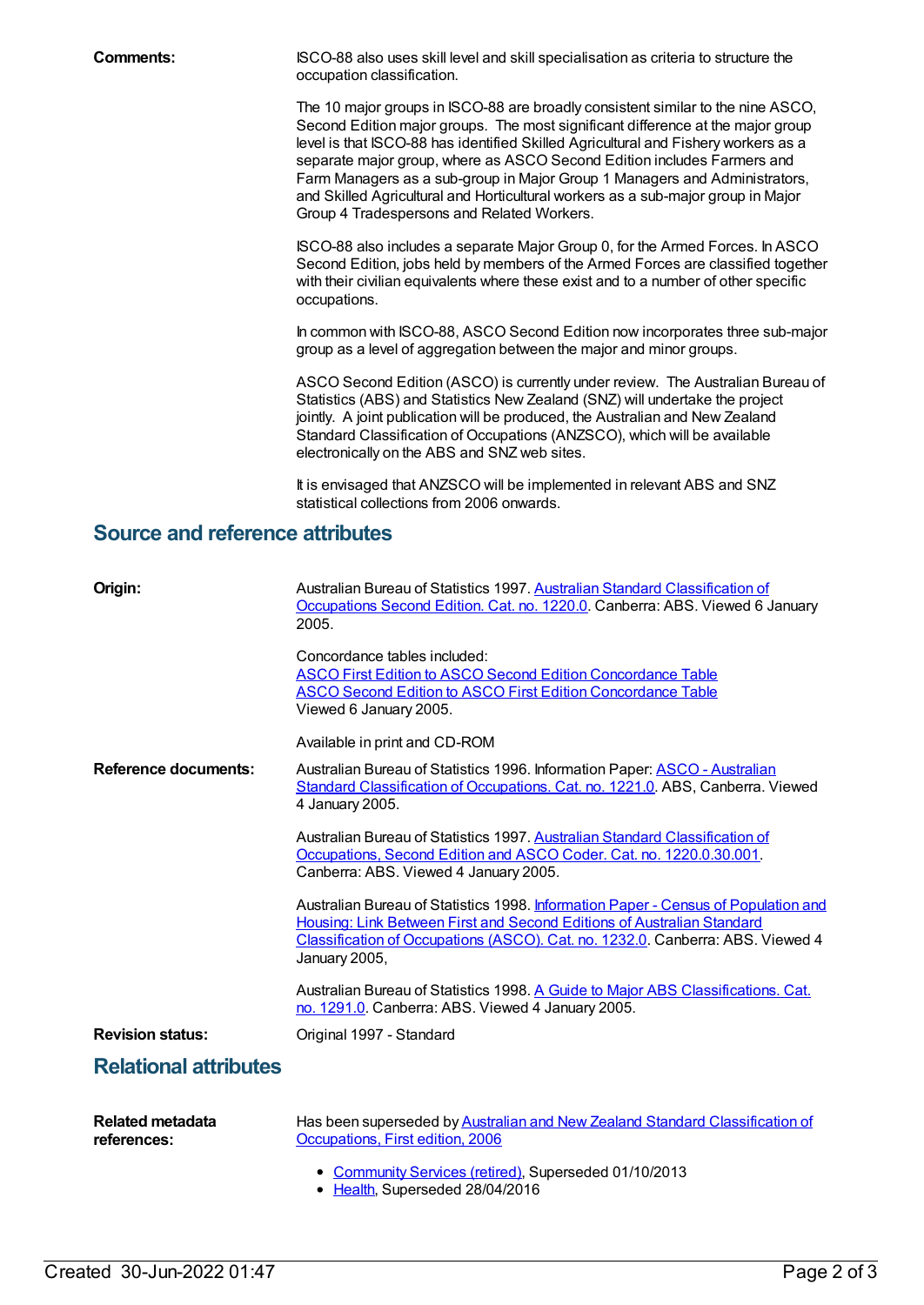**Comments:** ISCO-88 also uses skill level and skill specialisation as criteria to structure the occupation classification.

The 10 major groups in ISCO-88 are broadly consistent similar to the nine ASCO, Second Edition major groups. The most significant difference at the major group level is that ISCO-88 has identified Skilled Agricultural and Fishery workers as a separate major group, where as ASCO Second Edition includes Farmers and Farm Managers as a sub-group in Major Group 1 Managers and Administrators, and Skilled Agricultural and Horticultural workers as a sub-major group in Major Group 4 Tradespersons and Related Workers.

ISCO-88 also includes a separate Major Group 0, for the Armed Forces. In ASCO Second Edition, jobs held by members of the Armed Forces are classified together with their civilian equivalents where these exist and to a number of other specific occupations.

In common with ISCO-88, ASCO Second Edition now incorporates three sub-major group as a level of aggregation between the major and minor groups.

ASCO Second Edition (ASCO) is currently under review. The Australian Bureau of Statistics (ABS) and Statistics New Zealand (SNZ) will undertake the project jointly. A joint publication will be produced, the Australian and New Zealand Standard Classification of Occupations (ANZSCO), which will be available electronically on the ABS and SNZ web sites.

It is envisaged that ANZSCO will be implemented in relevant ABS and SNZ statistical collections from 2006 onwards.

## Source and reference attributes

**Origin:** Australian Bureau of Statistics 1997. Australian Standard Classification of Occupations Second Edition. Cat. no. 1220.0. Canberra: ABS. Viewed 6 January 2005.

Concordance tables included:
ASCO First Edition to ASCO Second Edition Concordance Table
ASCO Second Edition to ASCO First Edition Concordance Table
Viewed 6 January 2005.

Available in print and CD-ROM

**Reference documents:** Australian Bureau of Statistics 1996. Information Paper: ASCO - Australian Standard Classification of Occupations. Cat. no. 1221.0. ABS, Canberra. Viewed 4 January 2005.

Australian Bureau of Statistics 1997. Australian Standard Classification of Occupations, Second Edition and ASCO Coder. Cat. no. 1220.0.30.001. Canberra: ABS. Viewed 4 January 2005.

Australian Bureau of Statistics 1998. Information Paper - Census of Population and Housing: Link Between First and Second Editions of Australian Standard Classification of Occupations (ASCO). Cat. no. 1232.0. Canberra: ABS. Viewed 4 January 2005,

Australian Bureau of Statistics 1998. A Guide to Major ABS Classifications. Cat. no. 1291.0. Canberra: ABS. Viewed 4 January 2005.

**Revision status:** Original 1997 - Standard

## Relational attributes

**Related metadata references:** Has been superseded by Australian and New Zealand Standard Classification of Occupations, First edition, 2006

- Community Services (retired), Superseded 01/10/2013
- Health, Superseded 28/04/2016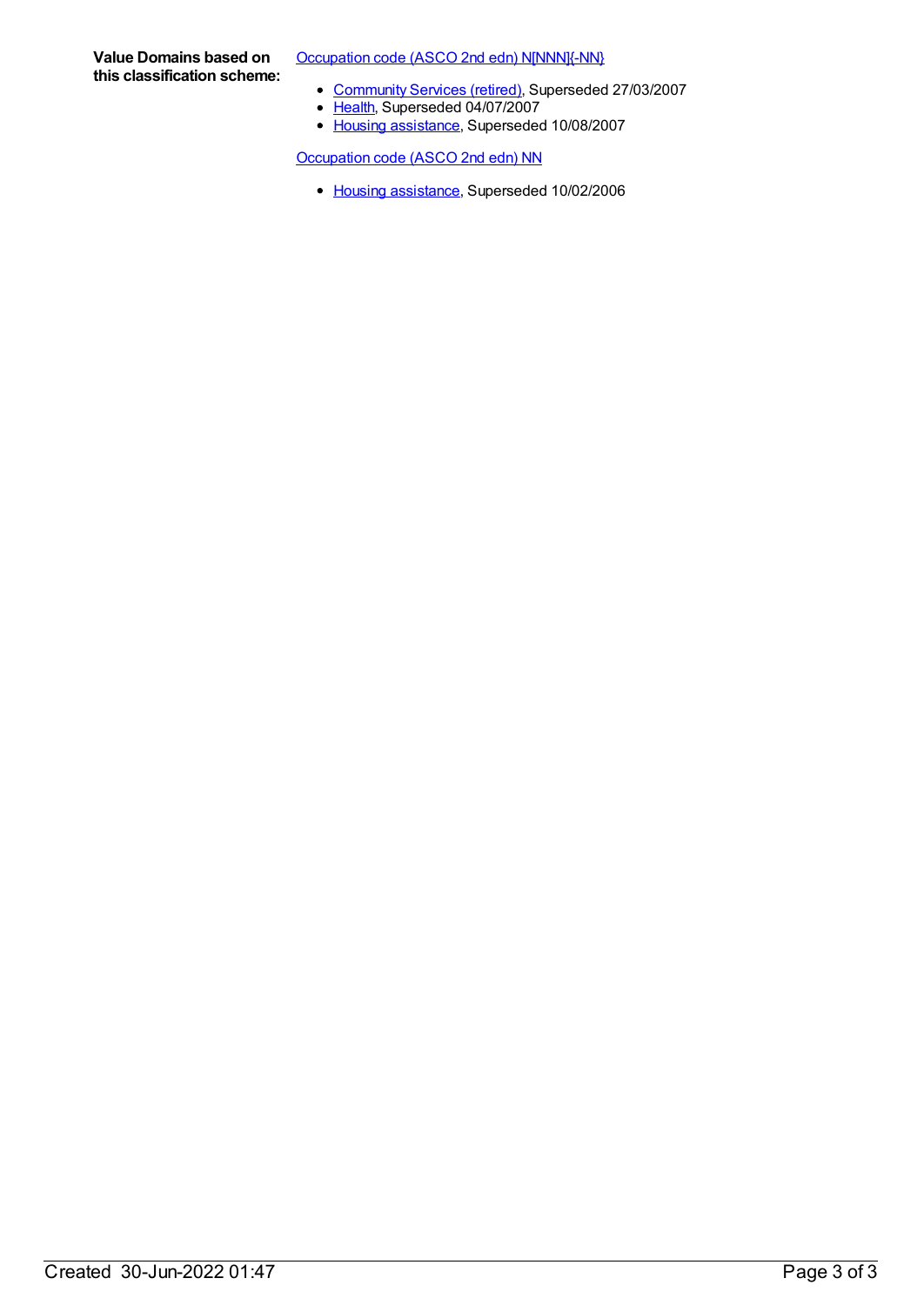**Value Domains based on this classification scheme:**

Occupation code (ASCO 2nd edn) N[NNN]{-NN}

- Community Services (retired), Superseded 27/03/2007
- Health, Superseded 04/07/2007
- Housing assistance, Superseded 10/08/2007

Occupation code (ASCO 2nd edn) NN

- Housing assistance, Superseded 10/02/2006